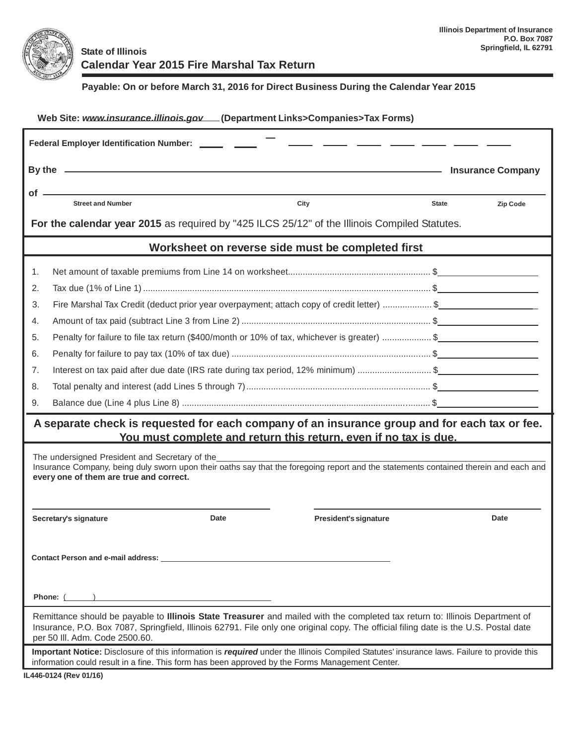Illinois Department of Insurance
P.O. Box 7087
Springfield, IL 62791

State of Illinois

# Calendar Year 2015 Fire Marshal Tax Return

**Payable: On or before March 31, 2016 for Direct Business During the Calendar Year 2015**

**Web Site: www.insurance.illinois.gov (Department Links>Companies>Tax Forms)**

**Federal Employer Identification Number:** ____ ____ - ____ ____ ____ ____ ____ ____ ____

**By the** ______________________________ **Insurance Company**

**of** ______________________________

Street and Number City State Zip Code

**For the calendar year 2015** as required by "425 ILCS 25/12" of the Illinois Compiled Statutes.

## Worksheet on reverse side must be completed first

1. Net amount of taxable premiums from Line 14 on worksheet........................................................ $____________
2. Tax due (1% of Line 1) ........................................................................................................... $____________
3. Fire Marshal Tax Credit (deduct prior year overpayment; attach copy of credit letter) .................... $____________
4. Amount of tax paid (subtract Line 3 from Line 2) ......................................................................... $____________
5. Penalty for failure to file tax return ($400/month or 10% of tax, whichever is greater) .................... $____________
6. Penalty for failure to pay tax (10% of tax due) ............................................................................ $____________
7. Interest on tax paid after due date (IRS rate during tax period, 12% minimum) ............................. $____________
8. Total penalty and interest (add Lines 5 through 7) ....................................................................... $____________
9. Balance due (Line 4 plus Line 8) ............................................................................................... $____________

**A separate check is requested for each company of an insurance group and for each tax or fee. You must complete and return this return, even if no tax is due.**

The undersigned President and Secretary of the ______________________________ Insurance Company, being duly sworn upon their oaths say that the foregoing report and the statements contained therein and each and **every one of them are true and correct.**

Secretary's signature ____________ Date ____________ President's signature ____________ Date ____________

**Contact Person and e-mail address:** ______________________________

**Phone:** ( ) ______________________________

Remittance should be payable to **Illinois State Treasurer** and mailed with the completed tax return to: Illinois Department of Insurance, P.O. Box 7087, Springfield, Illinois 62791. File only one original copy. The official filing date is the U.S. Postal date per 50 Ill. Adm. Code 2500.60.

**Important Notice:** Disclosure of this information is ***required*** under the Illinois Compiled Statutes' insurance laws. Failure to provide this information could result in a fine. This form has been approved by the Forms Management Center.

IL446-0124 (Rev 01/16)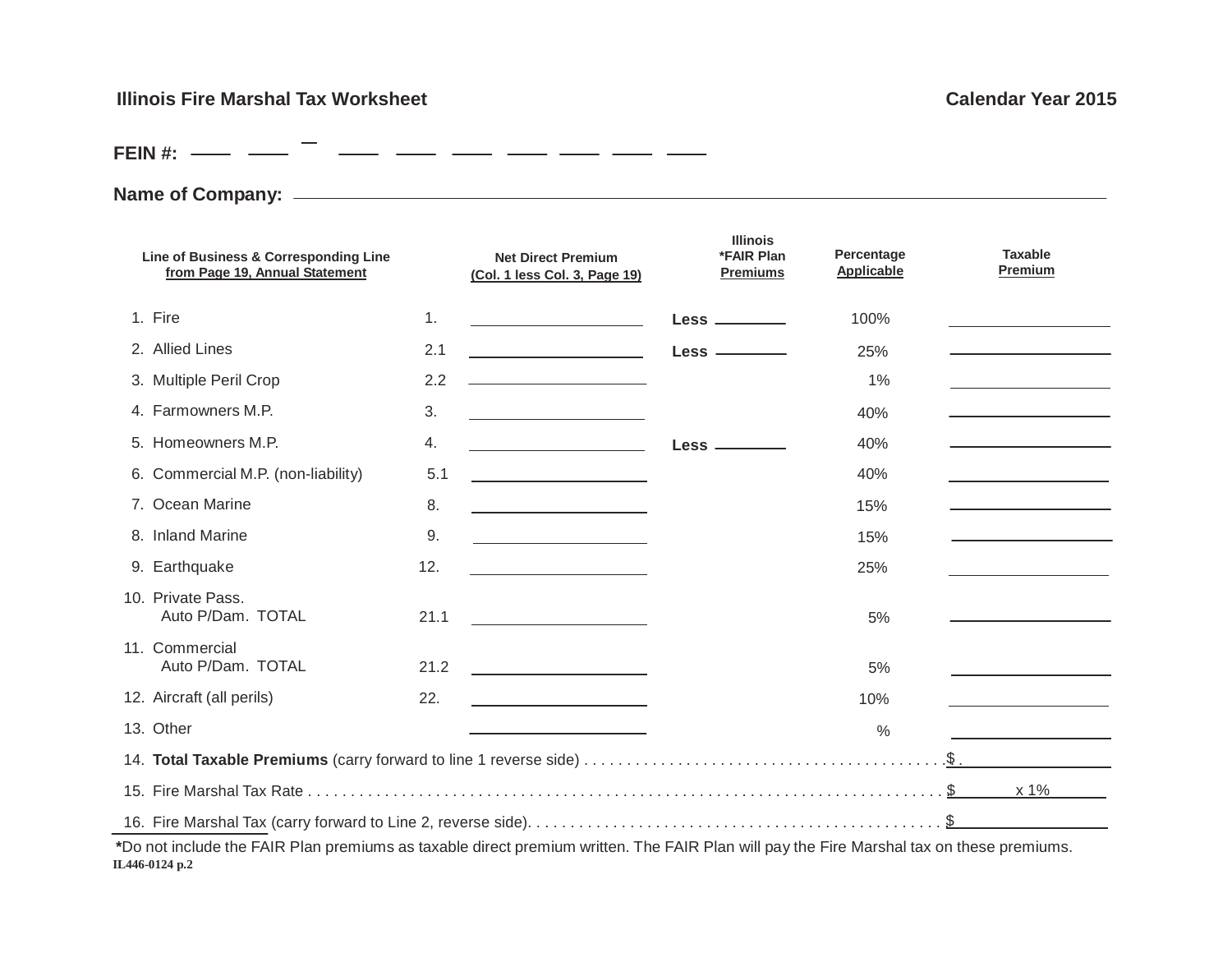**Illinois Fire Marshal Tax Worksheet** | **Calendar Year 2015**

**FEIN #:** ____ ____ – ____ ____ ____ ____ ____ ____ ____

**Name of Company:** ______________________________

| Line of Business & Corresponding Line from Page 19, Annual Statement | | Net Direct Premium (Col. 1 less Col. 3, Page 19) | Illinois *FAIR Plan Premiums | Percentage Applicable | Taxable Premium |
|---|---|---|---|---|---|
| 1. Fire | 1. | ________ | Less ____ | 100% | ________ |
| 2. Allied Lines | 2.1 | ________ | Less ____ | 25% | ________ |
| 3. Multiple Peril Crop | 2.2 | ________ | | 1% | ________ |
| 4. Farmowners M.P. | 3. | ________ | | 40% | ________ |
| 5. Homeowners M.P. | 4. | ________ | Less ____ | 40% | ________ |
| 6. Commercial M.P. (non-liability) | 5.1 | ________ | | 40% | ________ |
| 7. Ocean Marine | 8. | ________ | | 15% | ________ |
| 8. Inland Marine | 9. | ________ | | 15% | ________ |
| 9. Earthquake | 12. | ________ | | 25% | ________ |
| 10. Private Pass. Auto P/Dam. TOTAL | 21.1 | ________ | | 5% | ________ |
| 11. Commercial Auto P/Dam. TOTAL | 21.2 | ________ | | 5% | ________ |
| 12. Aircraft (all perils) | 22. | ________ | | 10% | ________ |
| 13. Other | | ________ | | % | ________ |

14. **Total Taxable Premiums** (carry forward to line 1 reverse side) . . . . . . . . . . . . . . . . . . . . . . . . . . . . . . . . . . . . . . . . . . $ ________

15. Fire Marshal Tax Rate . . . . . . . . . . . . . . . . . . . . . . . . . . . . . . . . . . . . . . . . . . . . . . . . . . . . . . . . . . . . . . . . . . . . . . . . $ ______ x 1%

16. Fire Marshal Tax (carry forward to Line 2, reverse side). . . . . . . . . . . . . . . . . . . . . . . . . . . . . . . . . . . . . . . . . . . . . . . . . $ ________

**\***Do not include the FAIR Plan premiums as taxable direct premium written. The FAIR Plan will pay the Fire Marshal tax on these premiums.

IL446-0124 p.2